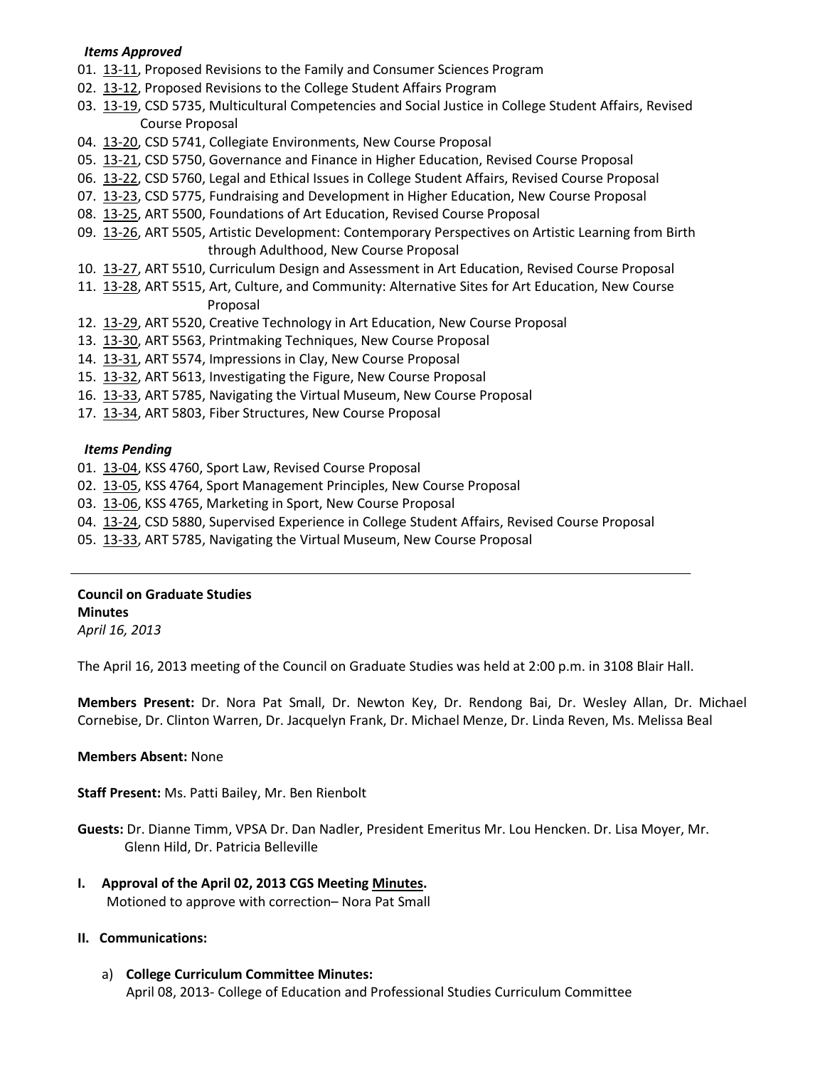***Items Approved***

01. 13-11, Proposed Revisions to the Family and Consumer Sciences Program
02. 13-12, Proposed Revisions to the College Student Affairs Program
03. 13-19, CSD 5735, Multicultural Competencies and Social Justice in College Student Affairs, Revised Course Proposal
04. 13-20, CSD 5741, Collegiate Environments, New Course Proposal
05. 13-21, CSD 5750, Governance and Finance in Higher Education, Revised Course Proposal
06. 13-22, CSD 5760, Legal and Ethical Issues in College Student Affairs, Revised Course Proposal
07. 13-23, CSD 5775, Fundraising and Development in Higher Education, New Course Proposal
08. 13-25, ART 5500, Foundations of Art Education, Revised Course Proposal
09. 13-26, ART 5505, Artistic Development: Contemporary Perspectives on Artistic Learning from Birth through Adulthood, New Course Proposal
10. 13-27, ART 5510, Curriculum Design and Assessment in Art Education, Revised Course Proposal
11. 13-28, ART 5515, Art, Culture, and Community: Alternative Sites for Art Education, New Course Proposal
12. 13-29, ART 5520, Creative Technology in Art Education, New Course Proposal
13. 13-30, ART 5563, Printmaking Techniques, New Course Proposal
14. 13-31, ART 5574, Impressions in Clay, New Course Proposal
15. 13-32, ART 5613, Investigating the Figure, New Course Proposal
16. 13-33, ART 5785, Navigating the Virtual Museum, New Course Proposal
17. 13-34, ART 5803, Fiber Structures, New Course Proposal

***Items Pending***

01. 13-04, KSS 4760, Sport Law, Revised Course Proposal
02. 13-05, KSS 4764, Sport Management Principles, New Course Proposal
03. 13-06, KSS 4765, Marketing in Sport, New Course Proposal
04. 13-24, CSD 5880, Supervised Experience in College Student Affairs, Revised Course Proposal
05. 13-33, ART 5785, Navigating the Virtual Museum, New Course Proposal

---

**Council on Graduate Studies**
**Minutes**
*April 16, 2013*

The April 16, 2013 meeting of the Council on Graduate Studies was held at 2:00 p.m. in 3108 Blair Hall.

**Members Present:** Dr. Nora Pat Small, Dr. Newton Key, Dr. Rendong Bai, Dr. Wesley Allan, Dr. Michael Cornebise, Dr. Clinton Warren, Dr. Jacquelyn Frank, Dr. Michael Menze, Dr. Linda Reven, Ms. Melissa Beal

**Members Absent:** None

**Staff Present:** Ms. Patti Bailey, Mr. Ben Rienbolt

**Guests:** Dr. Dianne Timm, VPSA Dr. Dan Nadler, President Emeritus Mr. Lou Hencken. Dr. Lisa Moyer, Mr. Glenn Hild, Dr. Patricia Belleville

**I. Approval of the April 02, 2013 CGS Meeting Minutes.**
Motioned to approve with correction– Nora Pat Small

**II. Communications:**

a) **College Curriculum Committee Minutes:**
April 08, 2013- College of Education and Professional Studies Curriculum Committee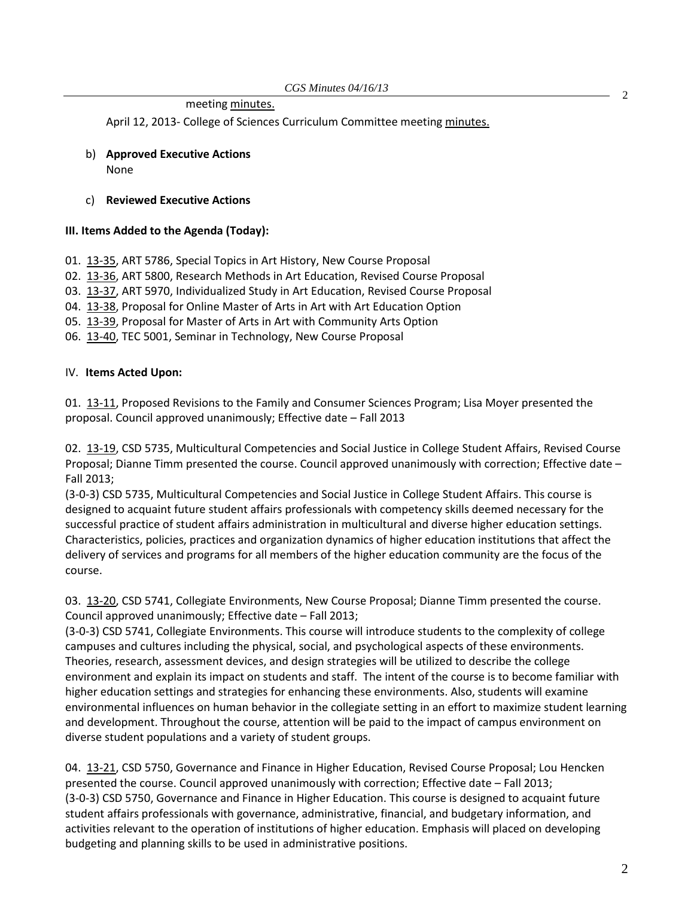meeting minutes.

April 12, 2013- College of Sciences Curriculum Committee meeting minutes.

b) **Approved Executive Actions**
None

c) **Reviewed Executive Actions**

**III. Items Added to the Agenda (Today):**

01. 13-35, ART 5786, Special Topics in Art History, New Course Proposal
02. 13-36, ART 5800, Research Methods in Art Education, Revised Course Proposal
03. 13-37, ART 5970, Individualized Study in Art Education, Revised Course Proposal
04. 13-38, Proposal for Online Master of Arts in Art with Art Education Option
05. 13-39, Proposal for Master of Arts in Art with Community Arts Option
06. 13-40, TEC 5001, Seminar in Technology, New Course Proposal

IV. **Items Acted Upon:**

01. 13-11, Proposed Revisions to the Family and Consumer Sciences Program; Lisa Moyer presented the proposal. Council approved unanimously; Effective date – Fall 2013

02. 13-19, CSD 5735, Multicultural Competencies and Social Justice in College Student Affairs, Revised Course Proposal; Dianne Timm presented the course. Council approved unanimously with correction; Effective date – Fall 2013;
(3-0-3) CSD 5735, Multicultural Competencies and Social Justice in College Student Affairs. This course is designed to acquaint future student affairs professionals with competency skills deemed necessary for the successful practice of student affairs administration in multicultural and diverse higher education settings. Characteristics, policies, practices and organization dynamics of higher education institutions that affect the delivery of services and programs for all members of the higher education community are the focus of the course.

03. 13-20, CSD 5741, Collegiate Environments, New Course Proposal; Dianne Timm presented the course. Council approved unanimously; Effective date – Fall 2013;
(3-0-3) CSD 5741, Collegiate Environments. This course will introduce students to the complexity of college campuses and cultures including the physical, social, and psychological aspects of these environments. Theories, research, assessment devices, and design strategies will be utilized to describe the college environment and explain its impact on students and staff. The intent of the course is to become familiar with higher education settings and strategies for enhancing these environments. Also, students will examine environmental influences on human behavior in the collegiate setting in an effort to maximize student learning and development. Throughout the course, attention will be paid to the impact of campus environment on diverse student populations and a variety of student groups.

04. 13-21, CSD 5750, Governance and Finance in Higher Education, Revised Course Proposal; Lou Hencken presented the course. Council approved unanimously with correction; Effective date – Fall 2013;
(3-0-3) CSD 5750, Governance and Finance in Higher Education. This course is designed to acquaint future student affairs professionals with governance, administrative, financial, and budgetary information, and activities relevant to the operation of institutions of higher education. Emphasis will placed on developing budgeting and planning skills to be used in administrative positions.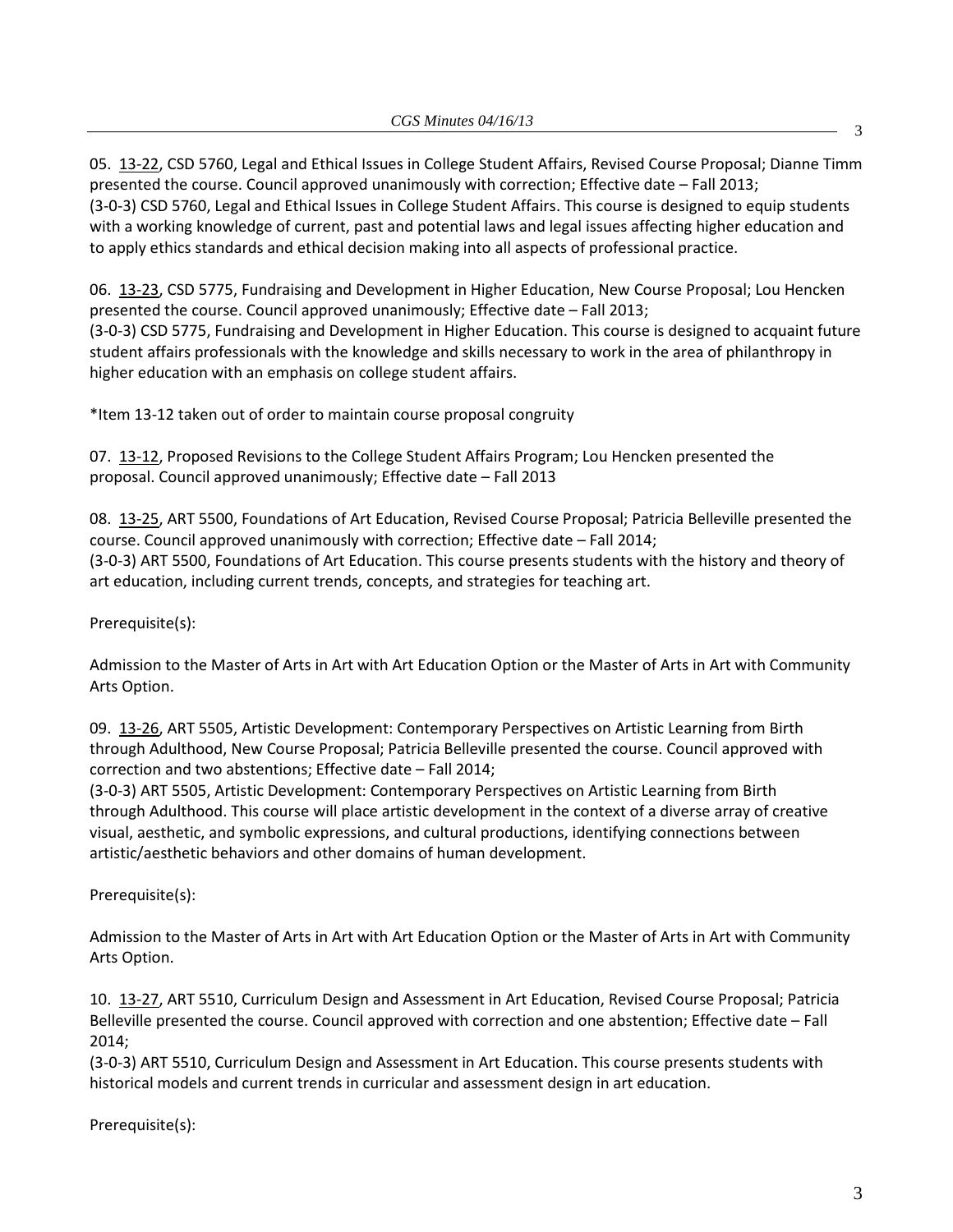05. 13-22, CSD 5760, Legal and Ethical Issues in College Student Affairs, Revised Course Proposal; Dianne Timm presented the course. Council approved unanimously with correction; Effective date – Fall 2013;
(3-0-3) CSD 5760, Legal and Ethical Issues in College Student Affairs. This course is designed to equip students with a working knowledge of current, past and potential laws and legal issues affecting higher education and to apply ethics standards and ethical decision making into all aspects of professional practice.

06. 13-23, CSD 5775, Fundraising and Development in Higher Education, New Course Proposal; Lou Hencken presented the course. Council approved unanimously; Effective date – Fall 2013;
(3-0-3) CSD 5775, Fundraising and Development in Higher Education. This course is designed to acquaint future student affairs professionals with the knowledge and skills necessary to work in the area of philanthropy in higher education with an emphasis on college student affairs.

*Item 13-12 taken out of order to maintain course proposal congruity

07. 13-12, Proposed Revisions to the College Student Affairs Program; Lou Hencken presented the proposal. Council approved unanimously; Effective date – Fall 2013

08. 13-25, ART 5500, Foundations of Art Education, Revised Course Proposal; Patricia Belleville presented the course. Council approved unanimously with correction; Effective date – Fall 2014;
(3-0-3) ART 5500, Foundations of Art Education. This course presents students with the history and theory of art education, including current trends, concepts, and strategies for teaching art.

Prerequisite(s):

Admission to the Master of Arts in Art with Art Education Option or the Master of Arts in Art with Community Arts Option.

09. 13-26, ART 5505, Artistic Development: Contemporary Perspectives on Artistic Learning from Birth through Adulthood, New Course Proposal; Patricia Belleville presented the course. Council approved with correction and two abstentions; Effective date – Fall 2014;
(3-0-3) ART 5505, Artistic Development: Contemporary Perspectives on Artistic Learning from Birth through Adulthood. This course will place artistic development in the context of a diverse array of creative visual, aesthetic, and symbolic expressions, and cultural productions, identifying connections between artistic/aesthetic behaviors and other domains of human development.

Prerequisite(s):

Admission to the Master of Arts in Art with Art Education Option or the Master of Arts in Art with Community Arts Option.

10. 13-27, ART 5510, Curriculum Design and Assessment in Art Education, Revised Course Proposal; Patricia Belleville presented the course. Council approved with correction and one abstention; Effective date – Fall 2014;
(3-0-3) ART 5510, Curriculum Design and Assessment in Art Education. This course presents students with historical models and current trends in curricular and assessment design in art education.

Prerequisite(s):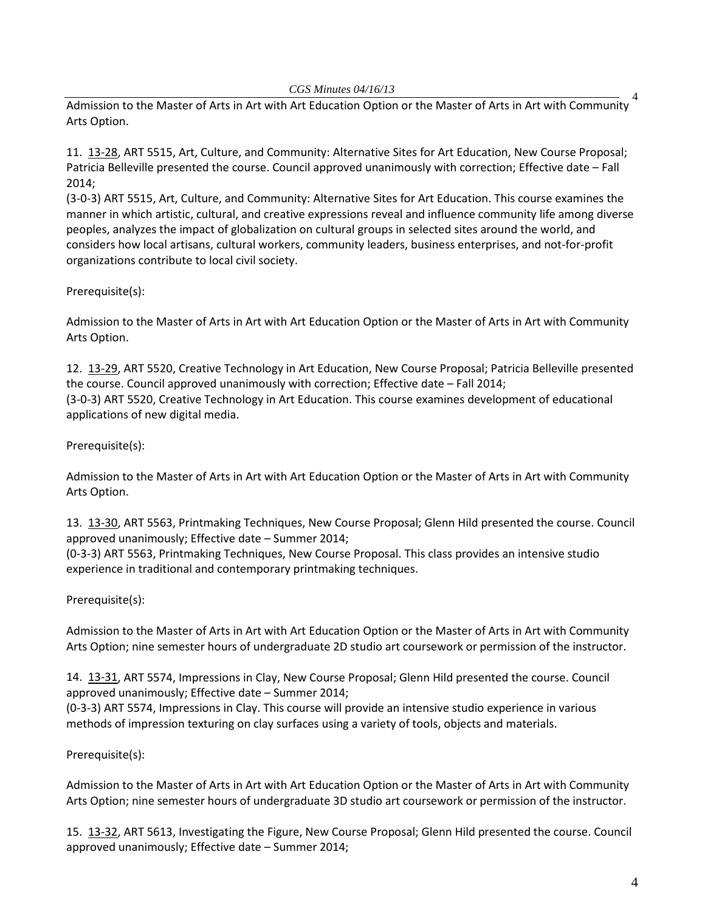Admission to the Master of Arts in Art with Art Education Option or the Master of Arts in Art with Community Arts Option.

11. 13-28, ART 5515, Art, Culture, and Community: Alternative Sites for Art Education, New Course Proposal; Patricia Belleville presented the course. Council approved unanimously with correction; Effective date – Fall 2014;
(3-0-3) ART 5515, Art, Culture, and Community: Alternative Sites for Art Education. This course examines the manner in which artistic, cultural, and creative expressions reveal and influence community life among diverse peoples, analyzes the impact of globalization on cultural groups in selected sites around the world, and considers how local artisans, cultural workers, community leaders, business enterprises, and not-for-profit organizations contribute to local civil society.

Prerequisite(s):

Admission to the Master of Arts in Art with Art Education Option or the Master of Arts in Art with Community Arts Option.

12. 13-29, ART 5520, Creative Technology in Art Education, New Course Proposal; Patricia Belleville presented the course. Council approved unanimously with correction; Effective date – Fall 2014;
(3-0-3) ART 5520, Creative Technology in Art Education. This course examines development of educational applications of new digital media.

Prerequisite(s):

Admission to the Master of Arts in Art with Art Education Option or the Master of Arts in Art with Community Arts Option.

13. 13-30, ART 5563, Printmaking Techniques, New Course Proposal; Glenn Hild presented the course. Council approved unanimously; Effective date – Summer 2014;
(0-3-3) ART 5563, Printmaking Techniques, New Course Proposal. This class provides an intensive studio experience in traditional and contemporary printmaking techniques.

Prerequisite(s):

Admission to the Master of Arts in Art with Art Education Option or the Master of Arts in Art with Community Arts Option; nine semester hours of undergraduate 2D studio art coursework or permission of the instructor.

14. 13-31, ART 5574, Impressions in Clay, New Course Proposal; Glenn Hild presented the course. Council approved unanimously; Effective date – Summer 2014;
(0-3-3) ART 5574, Impressions in Clay. This course will provide an intensive studio experience in various methods of impression texturing on clay surfaces using a variety of tools, objects and materials.

Prerequisite(s):

Admission to the Master of Arts in Art with Art Education Option or the Master of Arts in Art with Community Arts Option; nine semester hours of undergraduate 3D studio art coursework or permission of the instructor.

15. 13-32, ART 5613, Investigating the Figure, New Course Proposal; Glenn Hild presented the course. Council approved unanimously; Effective date – Summer 2014;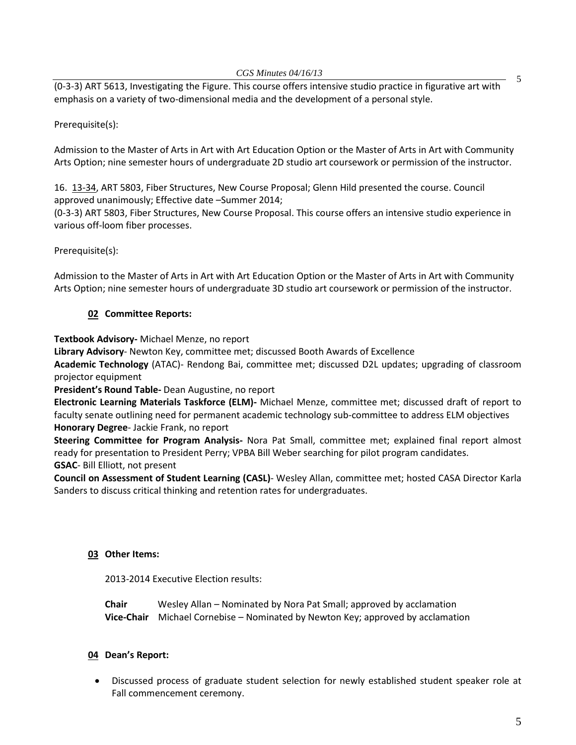(0-3-3) ART 5613, Investigating the Figure. This course offers intensive studio practice in figurative art with emphasis on a variety of two-dimensional media and the development of a personal style.

Prerequisite(s):

Admission to the Master of Arts in Art with Art Education Option or the Master of Arts in Art with Community Arts Option; nine semester hours of undergraduate 2D studio art coursework or permission of the instructor.

16. 13-34, ART 5803, Fiber Structures, New Course Proposal; Glenn Hild presented the course. Council approved unanimously; Effective date –Summer 2014;
(0-3-3) ART 5803, Fiber Structures, New Course Proposal. This course offers an intensive studio experience in various off-loom fiber processes.

Prerequisite(s):

Admission to the Master of Arts in Art with Art Education Option or the Master of Arts in Art with Community Arts Option; nine semester hours of undergraduate 3D studio art coursework or permission of the instructor.

## 02 Committee Reports:

**Textbook Advisory-** Michael Menze, no report
**Library Advisory**- Newton Key, committee met; discussed Booth Awards of Excellence
**Academic Technology** (ATAC)- Rendong Bai, committee met; discussed D2L updates; upgrading of classroom projector equipment
**President's Round Table-** Dean Augustine, no report
**Electronic Learning Materials Taskforce (ELM)-** Michael Menze, committee met; discussed draft of report to faculty senate outlining need for permanent academic technology sub-committee to address ELM objectives
**Honorary Degree**- Jackie Frank, no report
**Steering Committee for Program Analysis-** Nora Pat Small, committee met; explained final report almost ready for presentation to President Perry; VPBA Bill Weber searching for pilot program candidates.
**GSAC**- Bill Elliott, not present
**Council on Assessment of Student Learning (CASL)**- Wesley Allan, committee met; hosted CASA Director Karla Sanders to discuss critical thinking and retention rates for undergraduates.

## 03 Other Items:

2013-2014 Executive Election results:

**Chair** Wesley Allan – Nominated by Nora Pat Small; approved by acclamation
**Vice-Chair** Michael Cornebise – Nominated by Newton Key; approved by acclamation

## 04 Dean's Report:

- Discussed process of graduate student selection for newly established student speaker role at Fall commencement ceremony.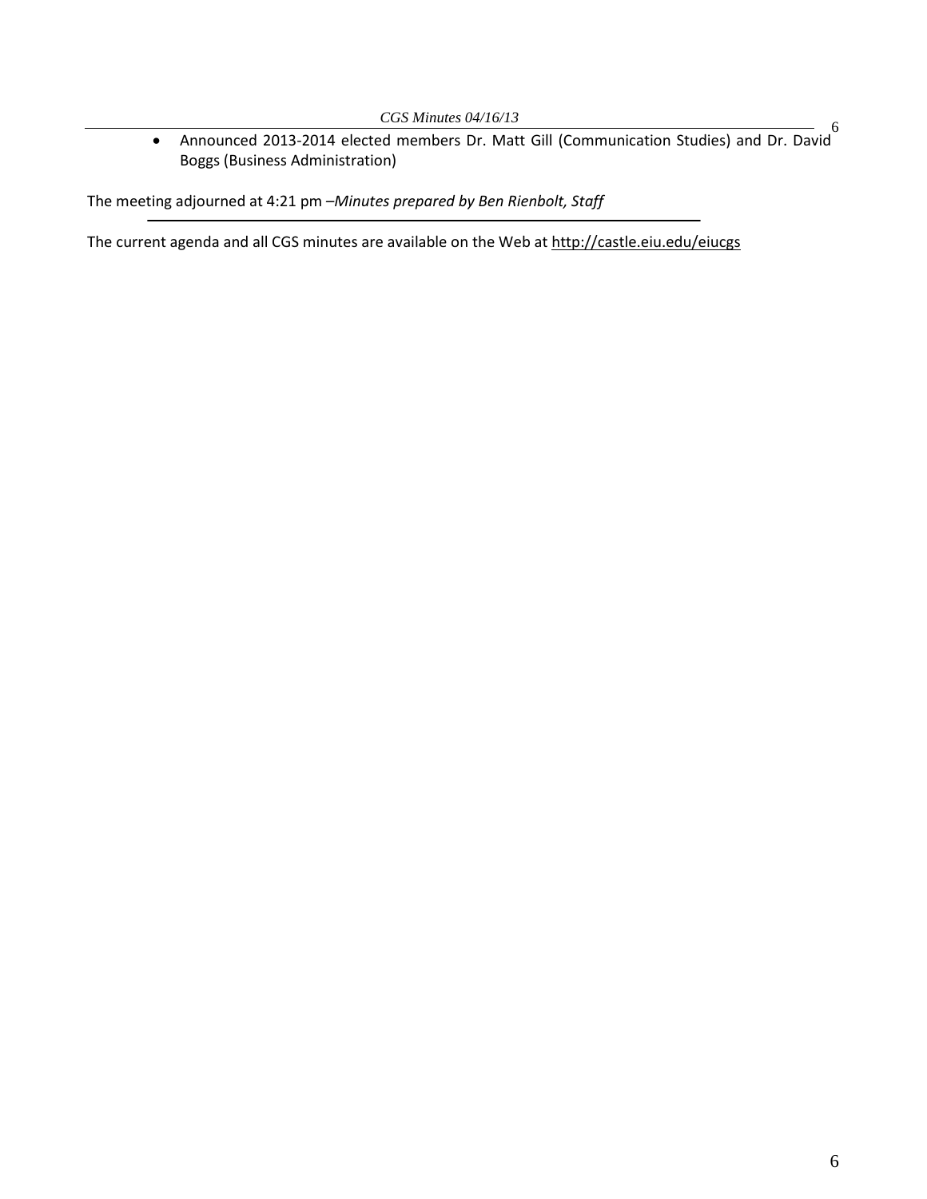- Announced 2013-2014 elected members Dr. Matt Gill (Communication Studies) and Dr. David Boggs (Business Administration)

The meeting adjourned at 4:21 pm –*Minutes prepared by Ben Rienbolt, Staff*

---

The current agenda and all CGS minutes are available on the Web at http://castle.eiu.edu/eiucgs